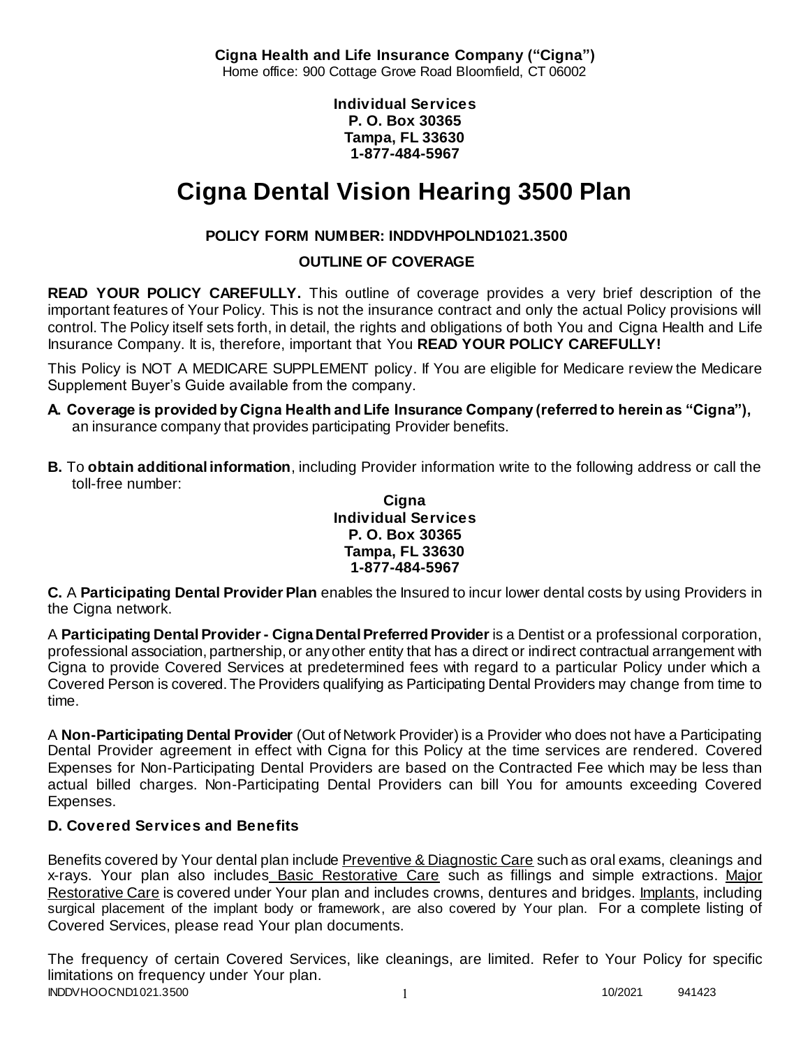**Cigna Health and Life Insurance Company ("Cigna")**
Home office: 900 Cottage Grove Road Bloomfield, CT 06002

**Individual Services**
**P. O. Box 30365**
**Tampa, FL 33630**
**1-877-484-5967**

# Cigna Dental Vision Hearing 3500 Plan

**POLICY FORM NUMBER: INDDVHPOLND1021.3500**

**OUTLINE OF COVERAGE**

**READ YOUR POLICY CAREFULLY.** This outline of coverage provides a very brief description of the important features of Your Policy. This is not the insurance contract and only the actual Policy provisions will control. The Policy itself sets forth, in detail, the rights and obligations of both You and Cigna Health and Life Insurance Company. It is, therefore, important that You **READ YOUR POLICY CAREFULLY!**

This Policy is NOT A MEDICARE SUPPLEMENT policy. If You are eligible for Medicare review the Medicare Supplement Buyer's Guide available from the company.

**A. Coverage is provided by Cigna Health and Life Insurance Company (referred to herein as "Cigna"),** an insurance company that provides participating Provider benefits.

**B.** To **obtain additional information**, including Provider information write to the following address or call the toll-free number:

**Cigna**
**Individual Services**
**P. O. Box 30365**
**Tampa, FL 33630**
**1-877-484-5967**

**C.** A **Participating Dental Provider Plan** enables the Insured to incur lower dental costs by using Providers in the Cigna network.

A **Participating Dental Provider - Cigna Dental Preferred Provider** is a Dentist or a professional corporation, professional association, partnership, or any other entity that has a direct or indirect contractual arrangement with Cigna to provide Covered Services at predetermined fees with regard to a particular Policy under which a Covered Person is covered. The Providers qualifying as Participating Dental Providers may change from time to time.

A **Non-Participating Dental Provider** (Out of Network Provider) is a Provider who does not have a Participating Dental Provider agreement in effect with Cigna for this Policy at the time services are rendered. Covered Expenses for Non-Participating Dental Providers are based on the Contracted Fee which may be less than actual billed charges. Non-Participating Dental Providers can bill You for amounts exceeding Covered Expenses.

### D. Covered Services and Benefits

Benefits covered by Your dental plan include Preventive & Diagnostic Care such as oral exams, cleanings and x-rays. Your plan also includes Basic Restorative Care such as fillings and simple extractions. Major Restorative Care is covered under Your plan and includes crowns, dentures and bridges. Implants, including surgical placement of the implant body or framework, are also covered by Your plan. For a complete listing of Covered Services, please read Your plan documents.

The frequency of certain Covered Services, like cleanings, are limited. Refer to Your Policy for specific limitations on frequency under Your plan.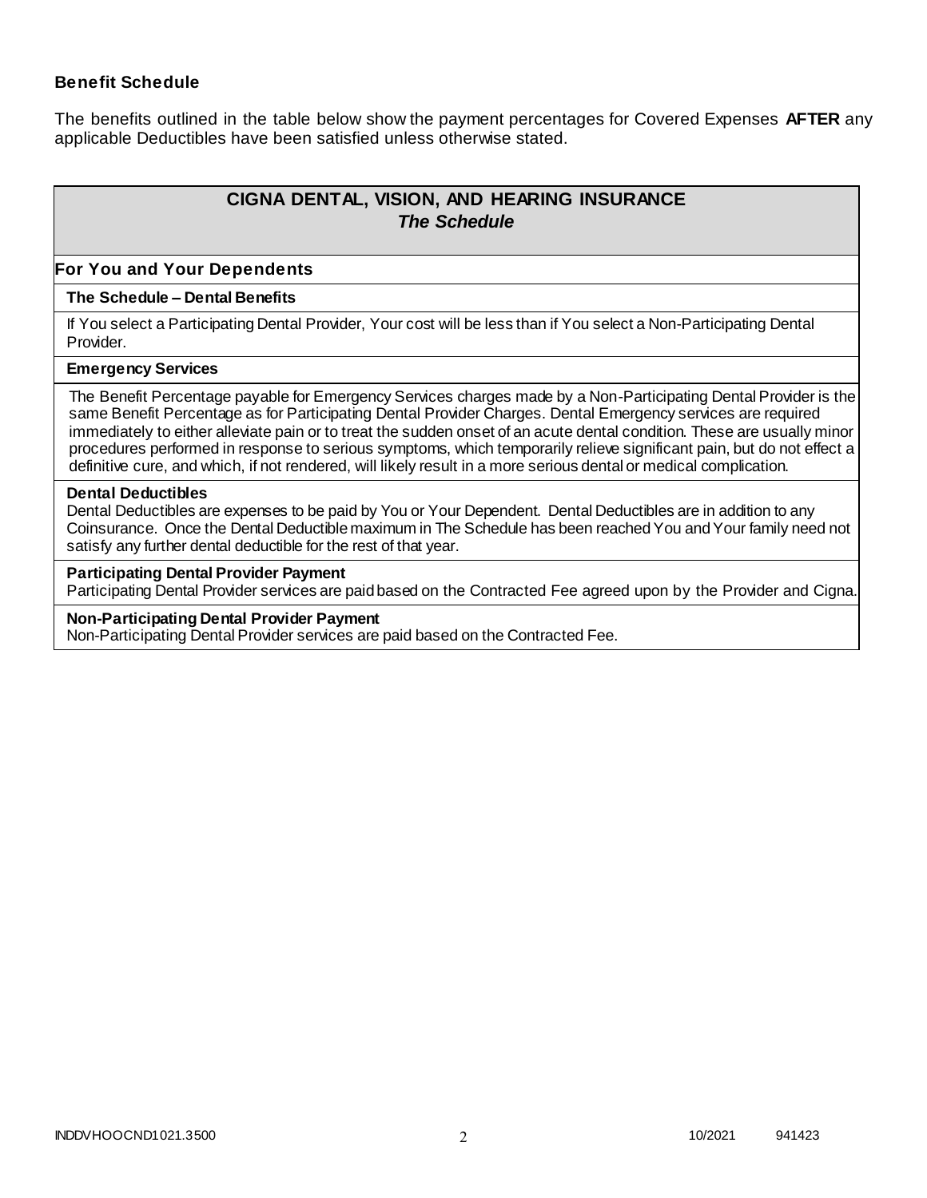### Benefit Schedule

The benefits outlined in the table below show the payment percentages for Covered Expenses **AFTER** any applicable Deductibles have been satisfied unless otherwise stated.

## CIGNA DENTAL, VISION, AND HEARING INSURANCE
### *The Schedule*

### For You and Your Dependents

#### The Schedule – Dental Benefits

If You select a Participating Dental Provider, Your cost will be less than if You select a Non-Participating Dental Provider.

#### Emergency Services

The Benefit Percentage payable for Emergency Services charges made by a Non-Participating Dental Provider is the same Benefit Percentage as for Participating Dental Provider Charges. Dental Emergency services are required immediately to either alleviate pain or to treat the sudden onset of an acute dental condition. These are usually minor procedures performed in response to serious symptoms, which temporarily relieve significant pain, but do not effect a definitive cure, and which, if not rendered, will likely result in a more serious dental or medical complication.

#### Dental Deductibles

Dental Deductibles are expenses to be paid by You or Your Dependent. Dental Deductibles are in addition to any Coinsurance. Once the Dental Deductible maximum in The Schedule has been reached You and Your family need not satisfy any further dental deductible for the rest of that year.

#### Participating Dental Provider Payment

Participating Dental Provider services are paid based on the Contracted Fee agreed upon by the Provider and Cigna.

#### Non-Participating Dental Provider Payment

Non-Participating Dental Provider services are paid based on the Contracted Fee.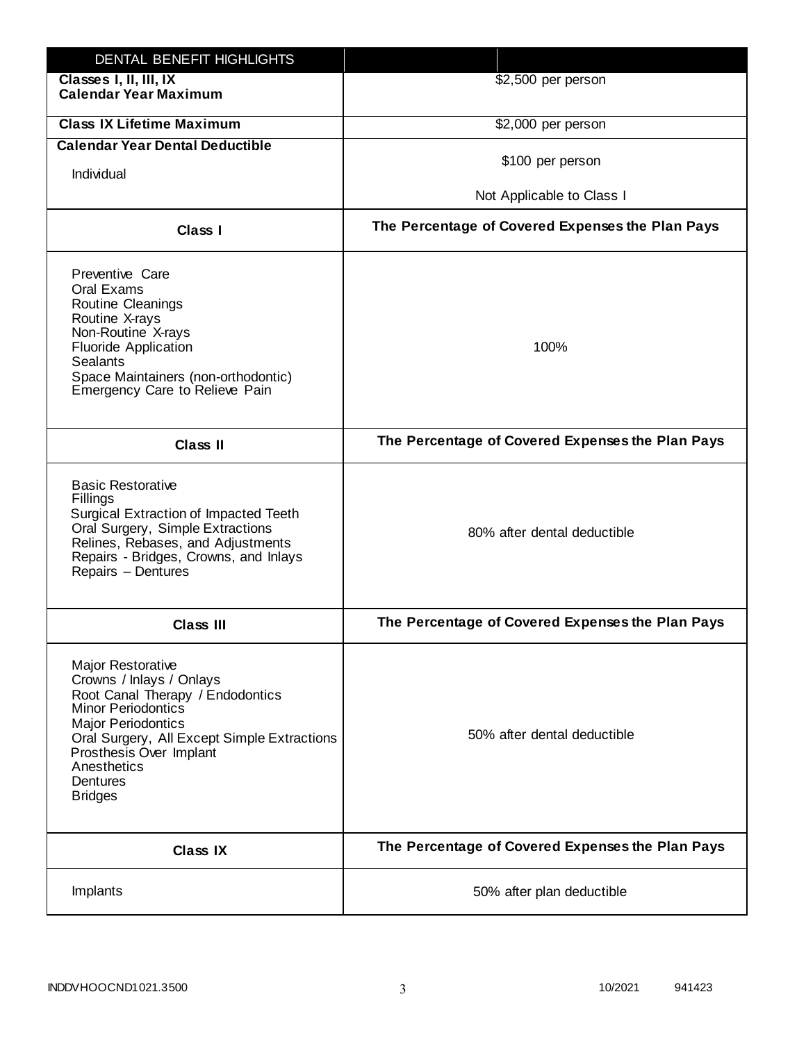| DENTAL BENEFIT HIGHLIGHTS | |
|---|---|
| **Classes I, II, III, IX Calendar Year Maximum** | $2,500 per person |
| **Class IX Lifetime Maximum** | $2,000 per person |
| **Calendar Year Dental Deductible**<br>Individual | $100 per person<br>Not Applicable to Class I |
| **Class I** | **The Percentage of Covered Expenses the Plan Pays** |
| Preventive Care<br>Oral Exams<br>Routine Cleanings<br>Routine X-rays<br>Non-Routine X-rays<br>Fluoride Application<br>Sealants<br>Space Maintainers (non-orthodontic)<br>Emergency Care to Relieve Pain | 100% |
| **Class II** | **The Percentage of Covered Expenses the Plan Pays** |
| Basic Restorative<br>Fillings<br>Surgical Extraction of Impacted Teeth<br>Oral Surgery, Simple Extractions<br>Relines, Rebases, and Adjustments<br>Repairs - Bridges, Crowns, and Inlays<br>Repairs – Dentures | 80% after dental deductible |
| **Class III** | **The Percentage of Covered Expenses the Plan Pays** |
| Major Restorative<br>Crowns / Inlays / Onlays<br>Root Canal Therapy / Endodontics<br>Minor Periodontics<br>Major Periodontics<br>Oral Surgery, All Except Simple Extractions<br>Prosthesis Over Implant<br>Anesthetics<br>Dentures<br>Bridges | 50% after dental deductible |
| **Class IX** | **The Percentage of Covered Expenses the Plan Pays** |
| Implants | 50% after plan deductible |

INDDVHOOCND1021.3500 10/2021 941423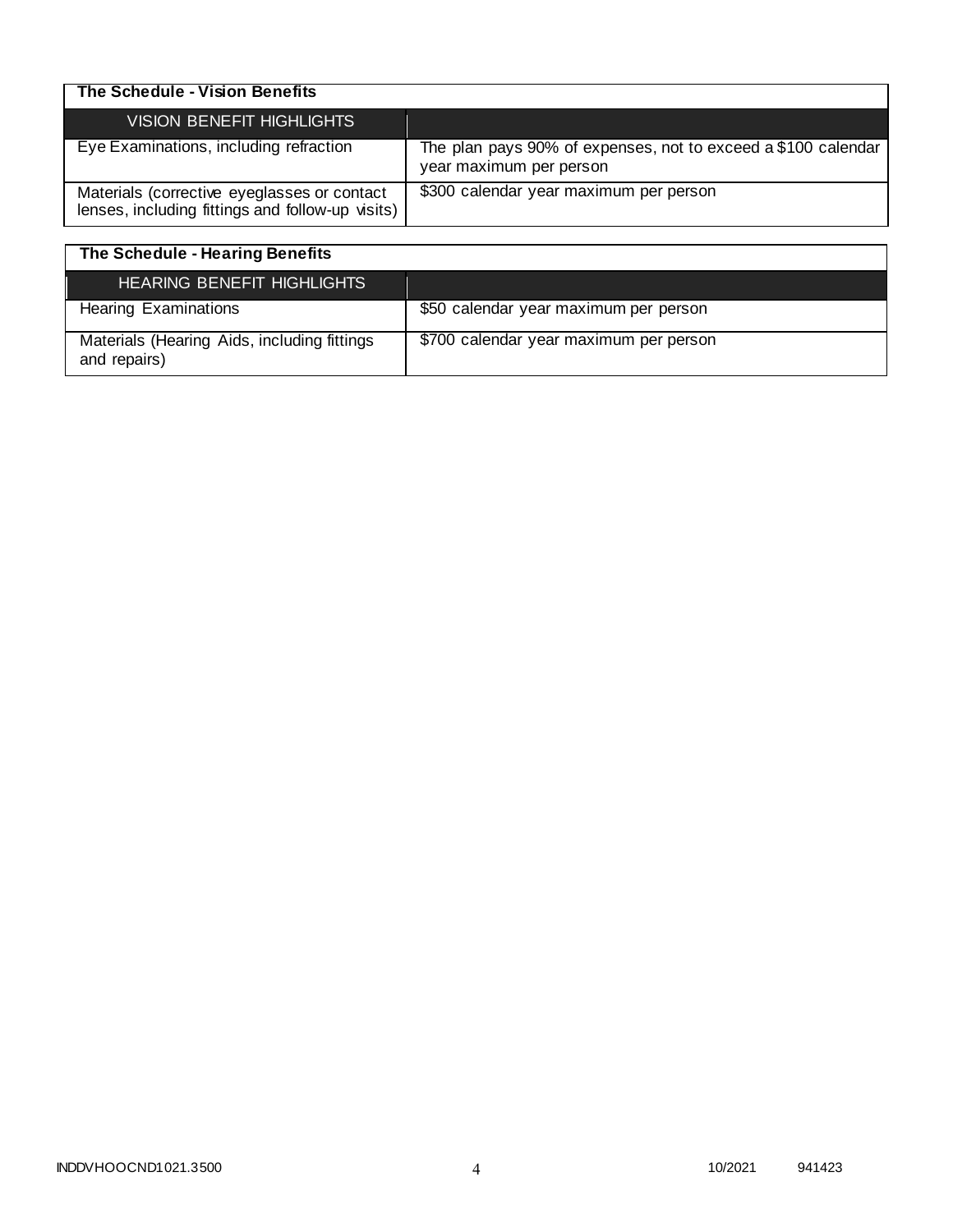| The Schedule - Vision Benefits | |
|---|---|
| VISION BENEFIT HIGHLIGHTS | |
| Eye Examinations, including refraction | The plan pays 90% of expenses, not to exceed a $100 calendar year maximum per person |
| Materials (corrective eyeglasses or contact lenses, including fittings and follow-up visits) | $300 calendar year maximum per person |

| The Schedule - Hearing Benefits | |
|---|---|
| HEARING BENEFIT HIGHLIGHTS | |
| Hearing Examinations | $50 calendar year maximum per person |
| Materials (Hearing Aids, including fittings and repairs) | $700 calendar year maximum per person |

INDDVHOOCND1021.3500 10/2021 941423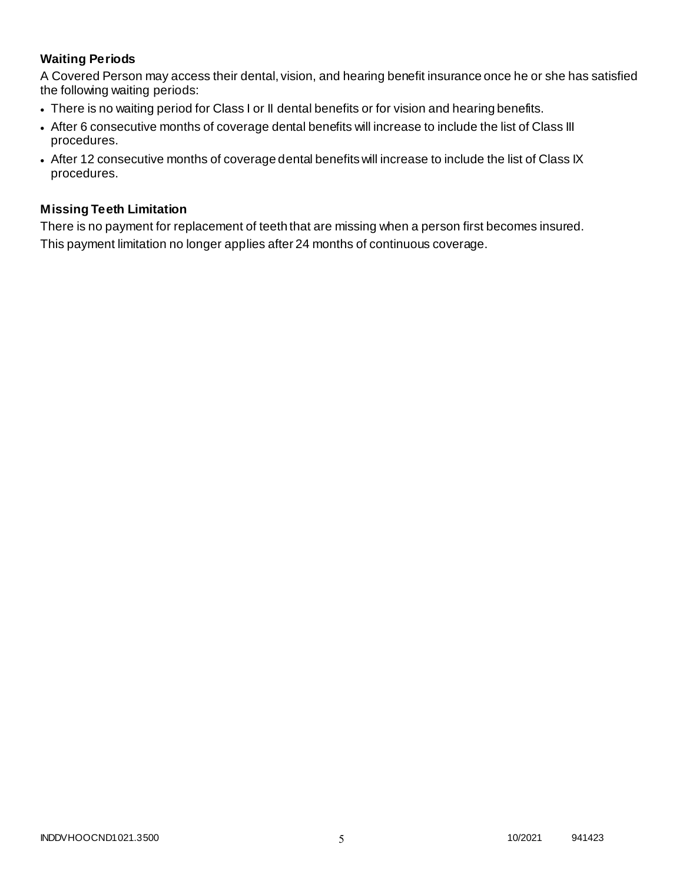### Waiting Periods

A Covered Person may access their dental, vision, and hearing benefit insurance once he or she has satisfied the following waiting periods:

- There is no waiting period for Class I or II dental benefits or for vision and hearing benefits.
- After 6 consecutive months of coverage dental benefits will increase to include the list of Class III procedures.
- After 12 consecutive months of coverage dental benefits will increase to include the list of Class IX procedures.

### Missing Teeth Limitation

There is no payment for replacement of teeth that are missing when a person first becomes insured.

This payment limitation no longer applies after 24 months of continuous coverage.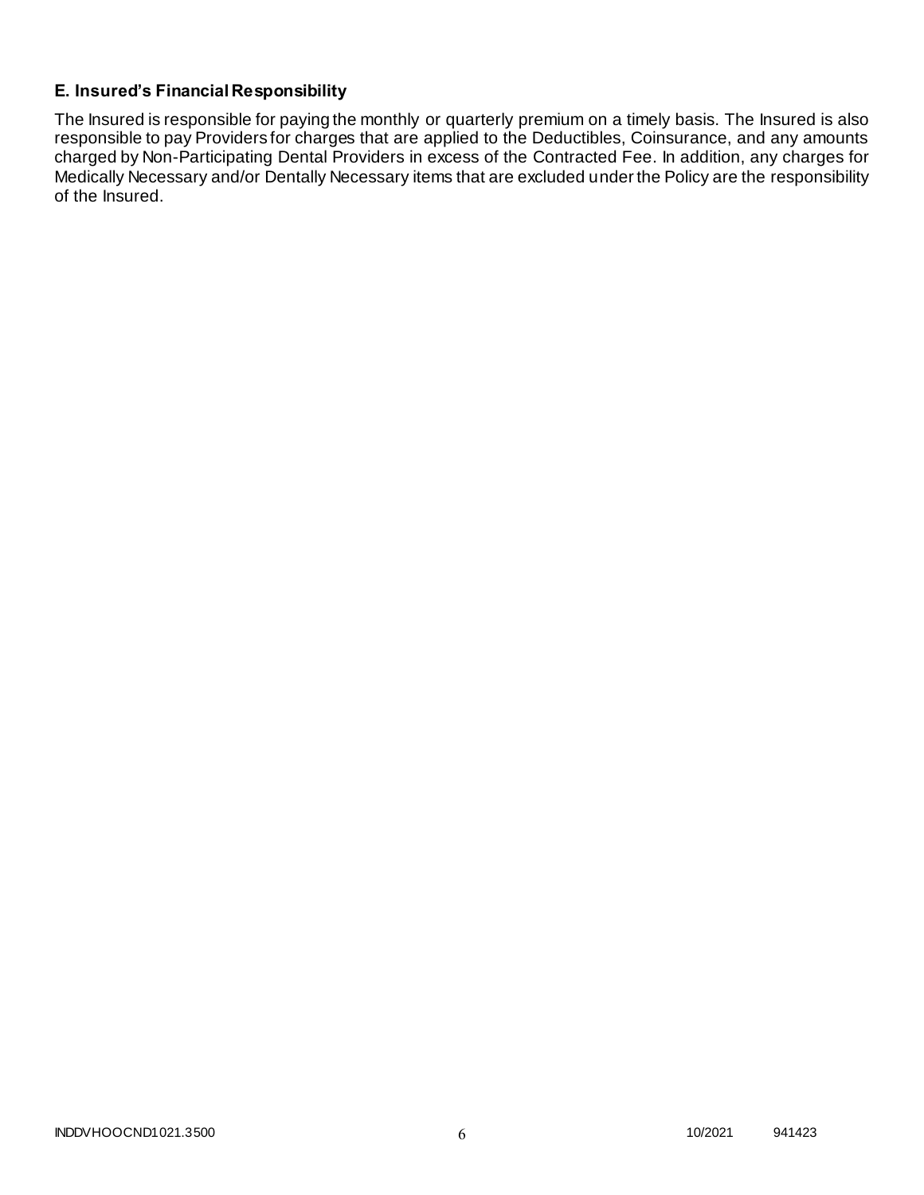### E. Insured's Financial Responsibility

The Insured is responsible for paying the monthly or quarterly premium on a timely basis. The Insured is also responsible to pay Providers for charges that are applied to the Deductibles, Coinsurance, and any amounts charged by Non-Participating Dental Providers in excess of the Contracted Fee. In addition, any charges for Medically Necessary and/or Dentally Necessary items that are excluded under the Policy are the responsibility of the Insured.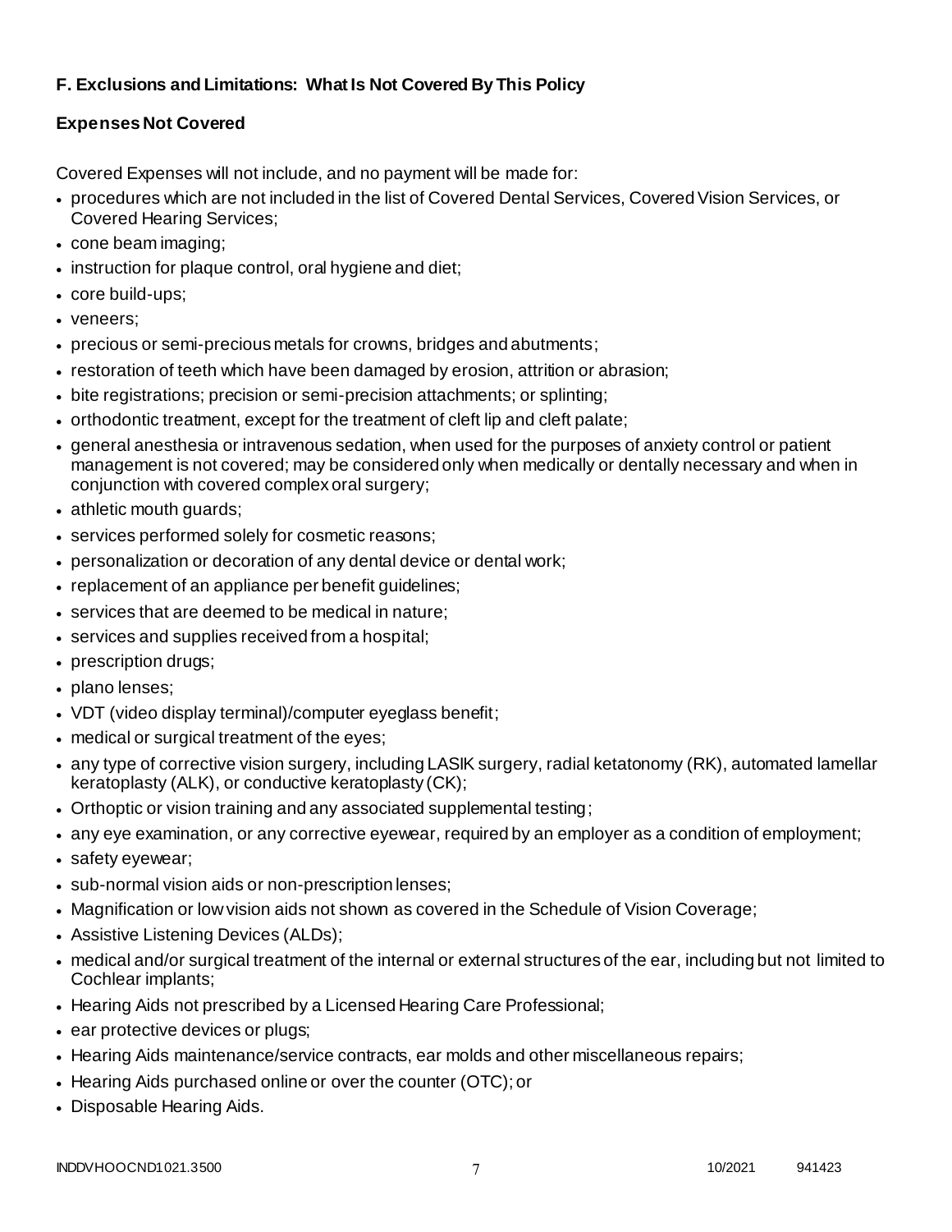## F. Exclusions and Limitations: What Is Not Covered By This Policy

### Expenses Not Covered

Covered Expenses will not include, and no payment will be made for:

- procedures which are not included in the list of Covered Dental Services, Covered Vision Services, or Covered Hearing Services;
- cone beam imaging;
- instruction for plaque control, oral hygiene and diet;
- core build-ups;
- veneers;
- precious or semi-precious metals for crowns, bridges and abutments;
- restoration of teeth which have been damaged by erosion, attrition or abrasion;
- bite registrations; precision or semi-precision attachments; or splinting;
- orthodontic treatment, except for the treatment of cleft lip and cleft palate;
- general anesthesia or intravenous sedation, when used for the purposes of anxiety control or patient management is not covered; may be considered only when medically or dentally necessary and when in conjunction with covered complex oral surgery;
- athletic mouth guards;
- services performed solely for cosmetic reasons;
- personalization or decoration of any dental device or dental work;
- replacement of an appliance per benefit guidelines;
- services that are deemed to be medical in nature;
- services and supplies received from a hospital;
- prescription drugs;
- plano lenses;
- VDT (video display terminal)/computer eyeglass benefit;
- medical or surgical treatment of the eyes;
- any type of corrective vision surgery, including LASIK surgery, radial ketatonomy (RK), automated lamellar keratoplasty (ALK), or conductive keratoplasty (CK);
- Orthoptic or vision training and any associated supplemental testing;
- any eye examination, or any corrective eyewear, required by an employer as a condition of employment;
- safety eyewear;
- sub-normal vision aids or non-prescription lenses;
- Magnification or low vision aids not shown as covered in the Schedule of Vision Coverage;
- Assistive Listening Devices (ALDs);
- medical and/or surgical treatment of the internal or external structures of the ear, including but not limited to Cochlear implants;
- Hearing Aids not prescribed by a Licensed Hearing Care Professional;
- ear protective devices or plugs;
- Hearing Aids maintenance/service contracts, ear molds and other miscellaneous repairs;
- Hearing Aids purchased online or over the counter (OTC); or
- Disposable Hearing Aids.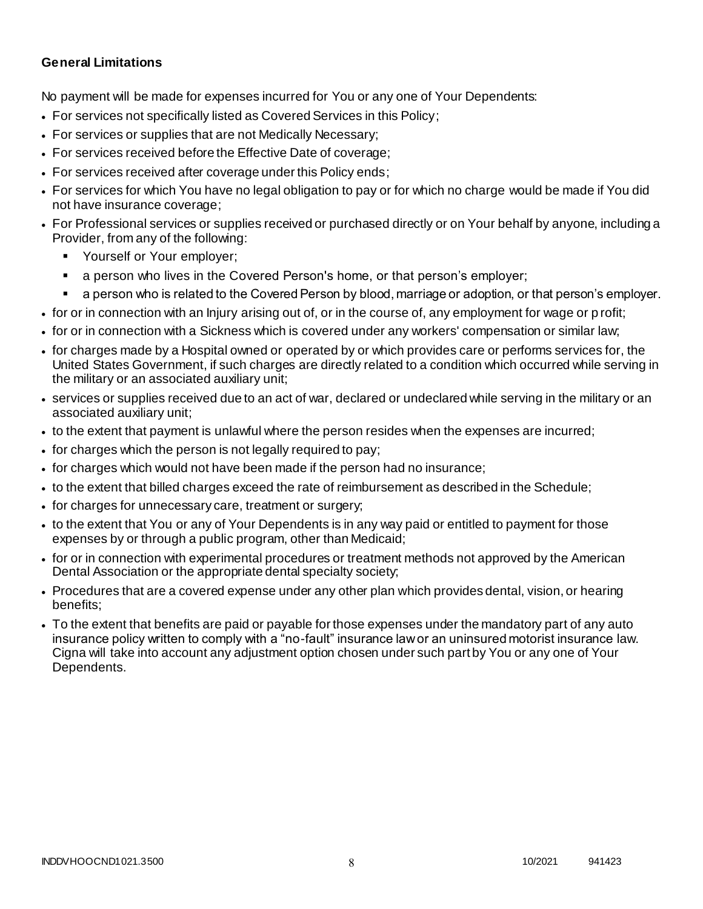**General Limitations**

No payment will be made for expenses incurred for You or any one of Your Dependents:

- For services not specifically listed as Covered Services in this Policy;
- For services or supplies that are not Medically Necessary;
- For services received before the Effective Date of coverage;
- For services received after coverage under this Policy ends;
- For services for which You have no legal obligation to pay or for which no charge would be made if You did not have insurance coverage;
- For Professional services or supplies received or purchased directly or on Your behalf by anyone, including a Provider, from any of the following:
  - Yourself or Your employer;
  - a person who lives in the Covered Person's home, or that person's employer;
  - a person who is related to the Covered Person by blood, marriage or adoption, or that person's employer.
- for or in connection with an Injury arising out of, or in the course of, any employment for wage or profit;
- for or in connection with a Sickness which is covered under any workers' compensation or similar law;
- for charges made by a Hospital owned or operated by or which provides care or performs services for, the United States Government, if such charges are directly related to a condition which occurred while serving in the military or an associated auxiliary unit;
- services or supplies received due to an act of war, declared or undeclared while serving in the military or an associated auxiliary unit;
- to the extent that payment is unlawful where the person resides when the expenses are incurred;
- for charges which the person is not legally required to pay;
- for charges which would not have been made if the person had no insurance;
- to the extent that billed charges exceed the rate of reimbursement as described in the Schedule;
- for charges for unnecessary care, treatment or surgery;
- to the extent that You or any of Your Dependents is in any way paid or entitled to payment for those expenses by or through a public program, other than Medicaid;
- for or in connection with experimental procedures or treatment methods not approved by the American Dental Association or the appropriate dental specialty society;
- Procedures that are a covered expense under any other plan which provides dental, vision, or hearing benefits;
- To the extent that benefits are paid or payable for those expenses under the mandatory part of any auto insurance policy written to comply with a "no-fault" insurance law or an uninsured motorist insurance law. Cigna will take into account any adjustment option chosen under such part by You or any one of Your Dependents.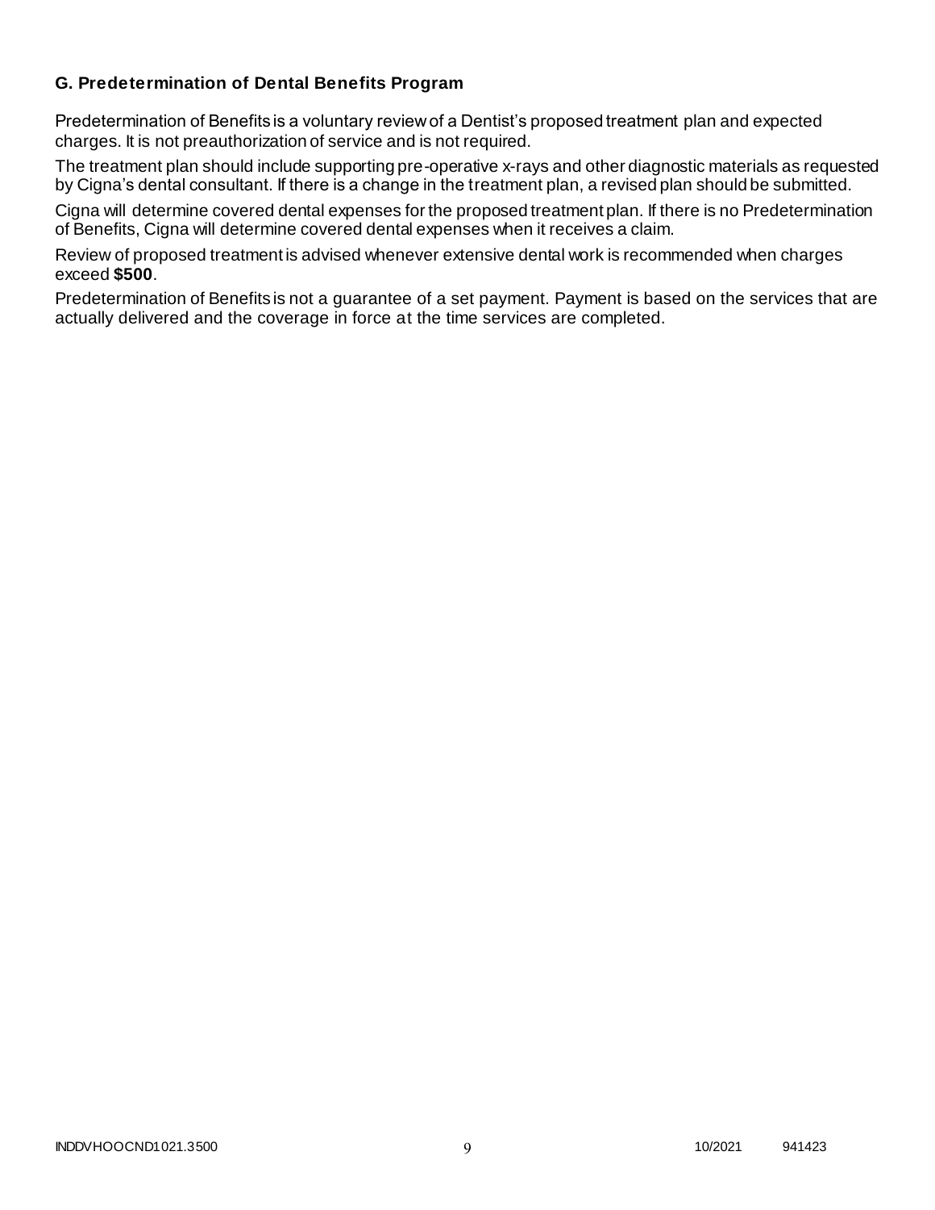### G. Predetermination of Dental Benefits Program

Predetermination of Benefits is a voluntary review of a Dentist's proposed treatment plan and expected charges. It is not preauthorization of service and is not required.

The treatment plan should include supporting pre-operative x-rays and other diagnostic materials as requested by Cigna's dental consultant. If there is a change in the treatment plan, a revised plan should be submitted.

Cigna will determine covered dental expenses for the proposed treatment plan. If there is no Predetermination of Benefits, Cigna will determine covered dental expenses when it receives a claim.

Review of proposed treatment is advised whenever extensive dental work is recommended when charges exceed **$500**.

Predetermination of Benefits is not a guarantee of a set payment. Payment is based on the services that are actually delivered and the coverage in force at the time services are completed.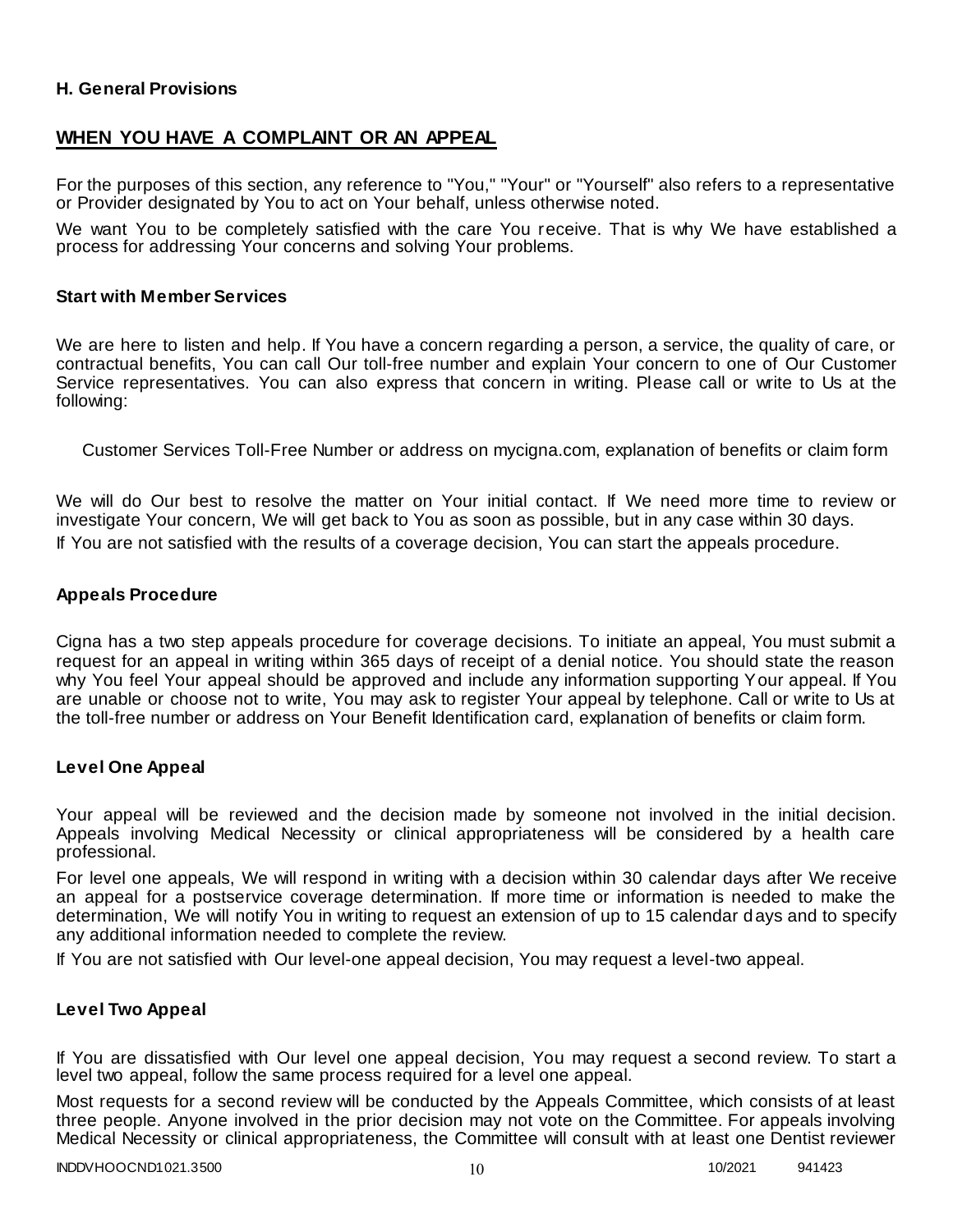## H. General Provisions

## WHEN YOU HAVE A COMPLAINT OR AN APPEAL

For the purposes of this section, any reference to "You," "Your" or "Yourself" also refers to a representative or Provider designated by You to act on Your behalf, unless otherwise noted.

We want You to be completely satisfied with the care You receive. That is why We have established a process for addressing Your concerns and solving Your problems.

### Start with Member Services

We are here to listen and help. If You have a concern regarding a person, a service, the quality of care, or contractual benefits, You can call Our toll-free number and explain Your concern to one of Our Customer Service representatives. You can also express that concern in writing. Please call or write to Us at the following:

Customer Services Toll-Free Number or address on mycigna.com, explanation of benefits or claim form

We will do Our best to resolve the matter on Your initial contact. If We need more time to review or investigate Your concern, We will get back to You as soon as possible, but in any case within 30 days.

If You are not satisfied with the results of a coverage decision, You can start the appeals procedure.

### Appeals Procedure

Cigna has a two step appeals procedure for coverage decisions. To initiate an appeal, You must submit a request for an appeal in writing within 365 days of receipt of a denial notice. You should state the reason why You feel Your appeal should be approved and include any information supporting Your appeal. If You are unable or choose not to write, You may ask to register Your appeal by telephone. Call or write to Us at the toll-free number or address on Your Benefit Identification card, explanation of benefits or claim form.

### Level One Appeal

Your appeal will be reviewed and the decision made by someone not involved in the initial decision. Appeals involving Medical Necessity or clinical appropriateness will be considered by a health care professional.

For level one appeals, We will respond in writing with a decision within 30 calendar days after We receive an appeal for a postservice coverage determination. If more time or information is needed to make the determination, We will notify You in writing to request an extension of up to 15 calendar days and to specify any additional information needed to complete the review.

If You are not satisfied with Our level-one appeal decision, You may request a level-two appeal.

### Level Two Appeal

If You are dissatisfied with Our level one appeal decision, You may request a second review. To start a level two appeal, follow the same process required for a level one appeal.

Most requests for a second review will be conducted by the Appeals Committee, which consists of at least three people. Anyone involved in the prior decision may not vote on the Committee. For appeals involving Medical Necessity or clinical appropriateness, the Committee will consult with at least one Dentist reviewer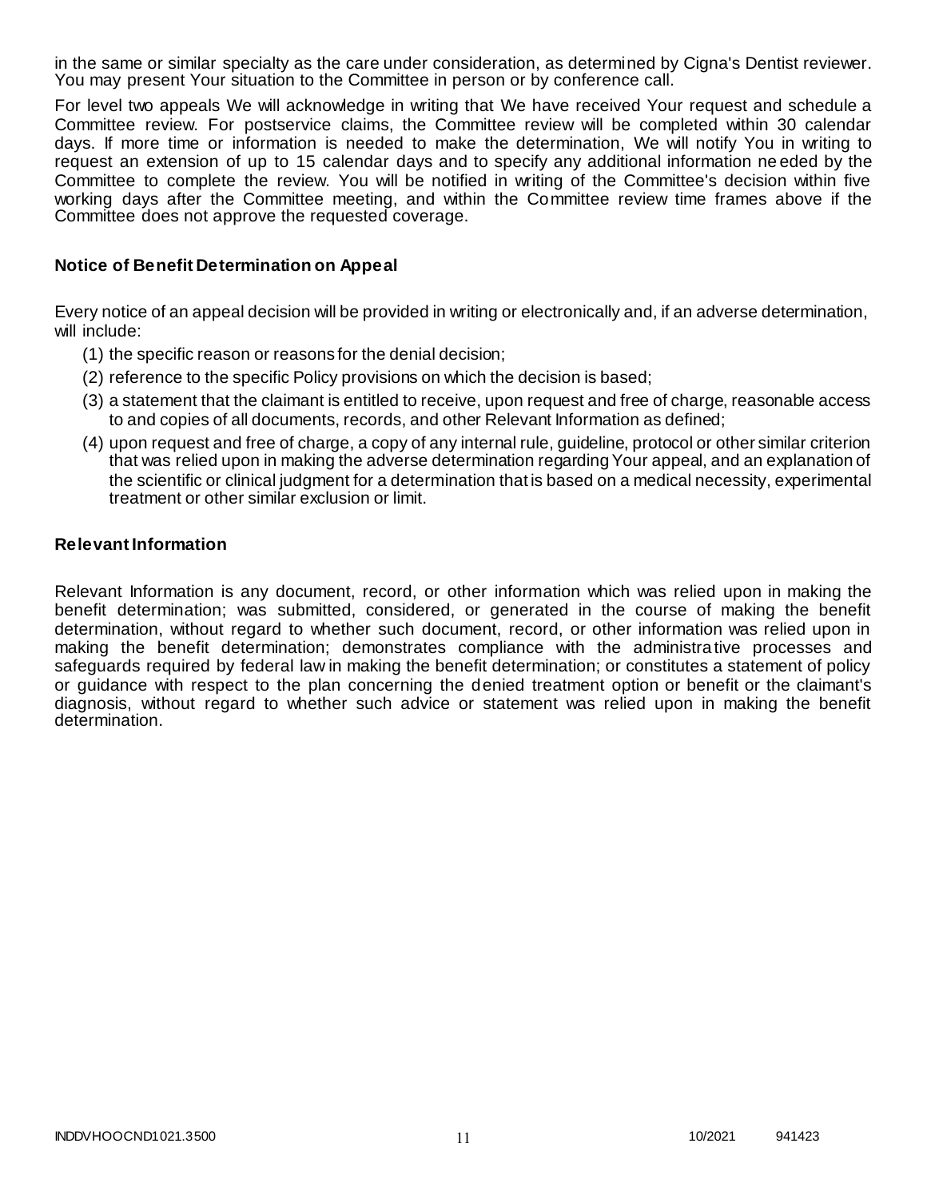in the same or similar specialty as the care under consideration, as determined by Cigna's Dentist reviewer. You may present Your situation to the Committee in person or by conference call.

For level two appeals We will acknowledge in writing that We have received Your request and schedule a Committee review. For postservice claims, the Committee review will be completed within 30 calendar days. If more time or information is needed to make the determination, We will notify You in writing to request an extension of up to 15 calendar days and to specify any additional information needed by the Committee to complete the review. You will be notified in writing of the Committee's decision within five working days after the Committee meeting, and within the Committee review time frames above if the Committee does not approve the requested coverage.

### Notice of Benefit Determination on Appeal

Every notice of an appeal decision will be provided in writing or electronically and, if an adverse determination, will include:

(1) the specific reason or reasons for the denial decision;

(2) reference to the specific Policy provisions on which the decision is based;

(3) a statement that the claimant is entitled to receive, upon request and free of charge, reasonable access to and copies of all documents, records, and other Relevant Information as defined;

(4) upon request and free of charge, a copy of any internal rule, guideline, protocol or other similar criterion that was relied upon in making the adverse determination regarding Your appeal, and an explanation of the scientific or clinical judgment for a determination that is based on a medical necessity, experimental treatment or other similar exclusion or limit.

### Relevant Information

Relevant Information is any document, record, or other information which was relied upon in making the benefit determination; was submitted, considered, or generated in the course of making the benefit determination, without regard to whether such document, record, or other information was relied upon in making the benefit determination; demonstrates compliance with the administrative processes and safeguards required by federal law in making the benefit determination; or constitutes a statement of policy or guidance with respect to the plan concerning the denied treatment option or benefit or the claimant's diagnosis, without regard to whether such advice or statement was relied upon in making the benefit determination.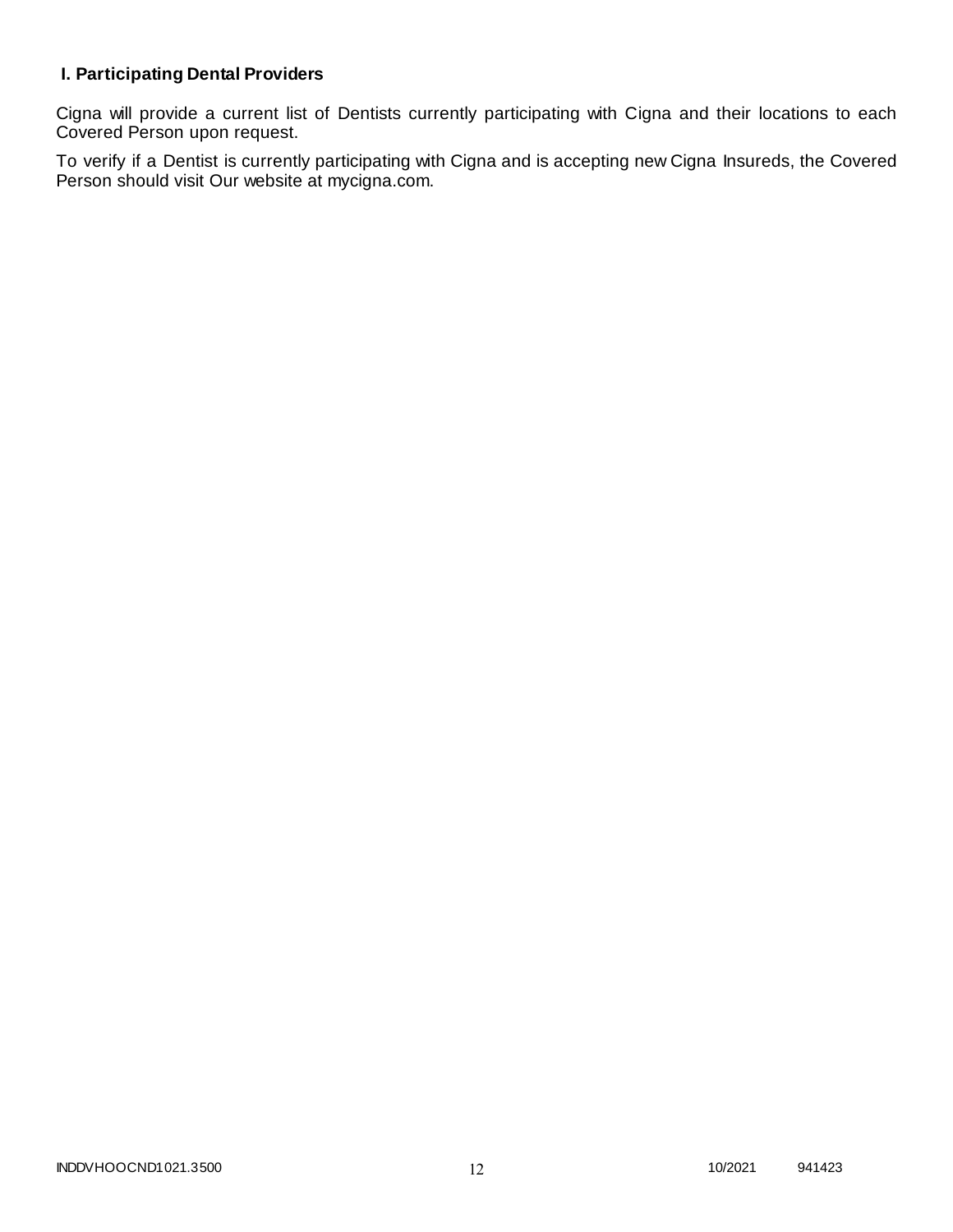## I. Participating Dental Providers

Cigna will provide a current list of Dentists currently participating with Cigna and their locations to each Covered Person upon request.

To verify if a Dentist is currently participating with Cigna and is accepting new Cigna Insureds, the Covered Person should visit Our website at mycigna.com.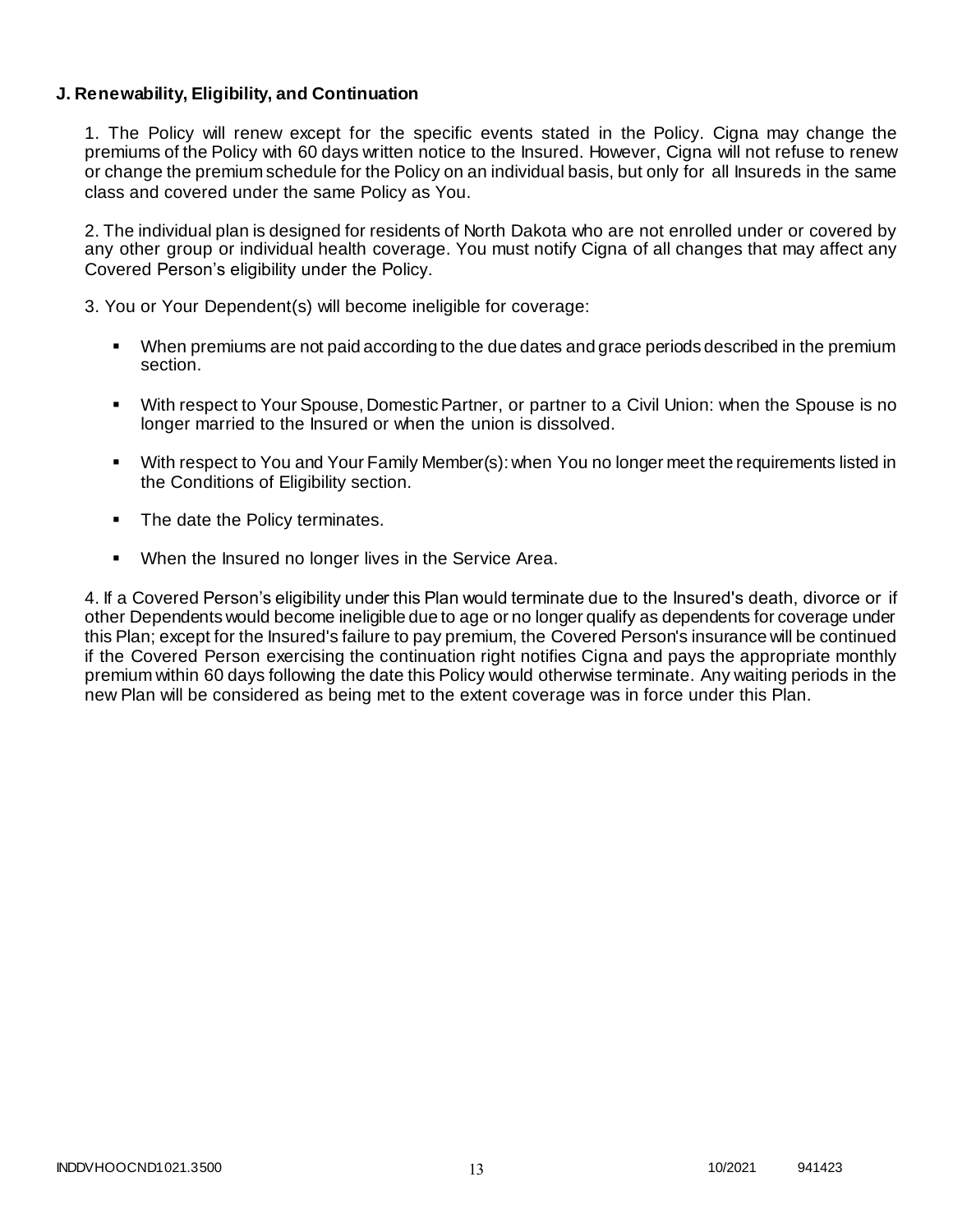**J. Renewability, Eligibility, and Continuation**

1. The Policy will renew except for the specific events stated in the Policy. Cigna may change the premiums of the Policy with 60 days written notice to the Insured. However, Cigna will not refuse to renew or change the premium schedule for the Policy on an individual basis, but only for all Insureds in the same class and covered under the same Policy as You.

2. The individual plan is designed for residents of North Dakota who are not enrolled under or covered by any other group or individual health coverage. You must notify Cigna of all changes that may affect any Covered Person's eligibility under the Policy.

3. You or Your Dependent(s) will become ineligible for coverage:

- When premiums are not paid according to the due dates and grace periods described in the premium section.
- With respect to Your Spouse, Domestic Partner, or partner to a Civil Union: when the Spouse is no longer married to the Insured or when the union is dissolved.
- With respect to You and Your Family Member(s): when You no longer meet the requirements listed in the Conditions of Eligibility section.
- The date the Policy terminates.
- When the Insured no longer lives in the Service Area.

4. If a Covered Person's eligibility under this Plan would terminate due to the Insured's death, divorce or if other Dependents would become ineligible due to age or no longer qualify as dependents for coverage under this Plan; except for the Insured's failure to pay premium, the Covered Person's insurance will be continued if the Covered Person exercising the continuation right notifies Cigna and pays the appropriate monthly premium within 60 days following the date this Policy would otherwise terminate. Any waiting periods in the new Plan will be considered as being met to the extent coverage was in force under this Plan.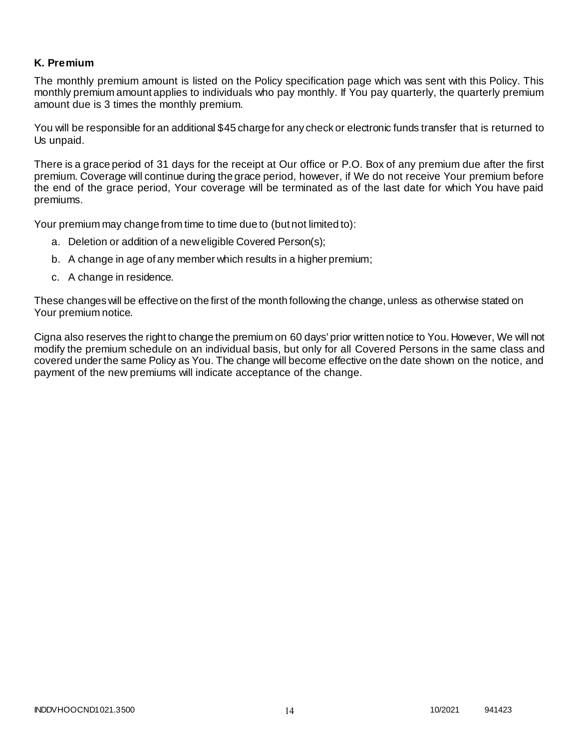### K. Premium

The monthly premium amount is listed on the Policy specification page which was sent with this Policy. This monthly premium amount applies to individuals who pay monthly. If You pay quarterly, the quarterly premium amount due is 3 times the monthly premium.

You will be responsible for an additional $45 charge for any check or electronic funds transfer that is returned to Us unpaid.

There is a grace period of 31 days for the receipt at Our office or P.O. Box of any premium due after the first premium. Coverage will continue during the grace period, however, if We do not receive Your premium before the end of the grace period, Your coverage will be terminated as of the last date for which You have paid premiums.

Your premium may change from time to time due to (but not limited to):

a. Deletion or addition of a new eligible Covered Person(s);
b. A change in age of any member which results in a higher premium;
c. A change in residence.

These changes will be effective on the first of the month following the change, unless as otherwise stated on Your premium notice.

Cigna also reserves the right to change the premium on 60 days' prior written notice to You. However, We will not modify the premium schedule on an individual basis, but only for all Covered Persons in the same class and covered under the same Policy as You. The change will become effective on the date shown on the notice, and payment of the new premiums will indicate acceptance of the change.